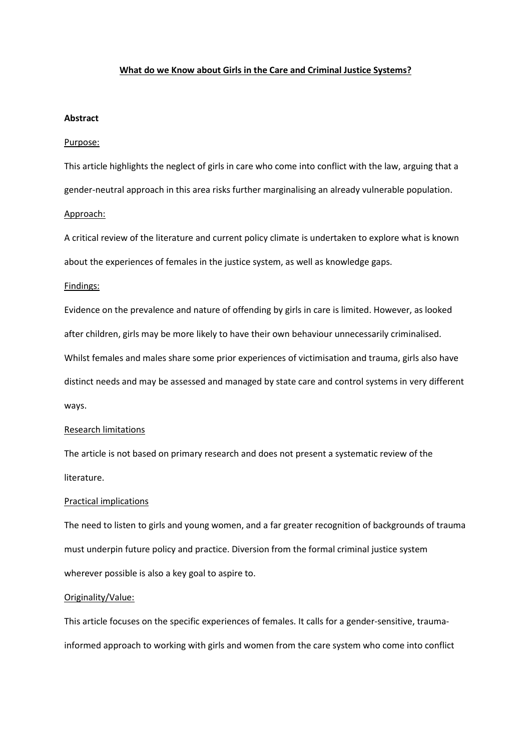# What do we Know about Girls in the Care and Criminal Justice Systems?

**Abstract**

Purpose:

This article highlights the neglect of girls in care who come into conflict with the law, arguing that a gender-neutral approach in this area risks further marginalising an already vulnerable population.

Approach:

A critical review of the literature and current policy climate is undertaken to explore what is known about the experiences of females in the justice system, as well as knowledge gaps.

Findings:

Evidence on the prevalence and nature of offending by girls in care is limited. However, as looked after children, girls may be more likely to have their own behaviour unnecessarily criminalised. Whilst females and males share some prior experiences of victimisation and trauma, girls also have distinct needs and may be assessed and managed by state care and control systems in very different ways.

Research limitations

The article is not based on primary research and does not present a systematic review of the literature.

Practical implications

The need to listen to girls and young women, and a far greater recognition of backgrounds of trauma must underpin future policy and practice. Diversion from the formal criminal justice system wherever possible is also a key goal to aspire to.

Originality/Value:

This article focuses on the specific experiences of females. It calls for a gender-sensitive, trauma-informed approach to working with girls and women from the care system who come into conflict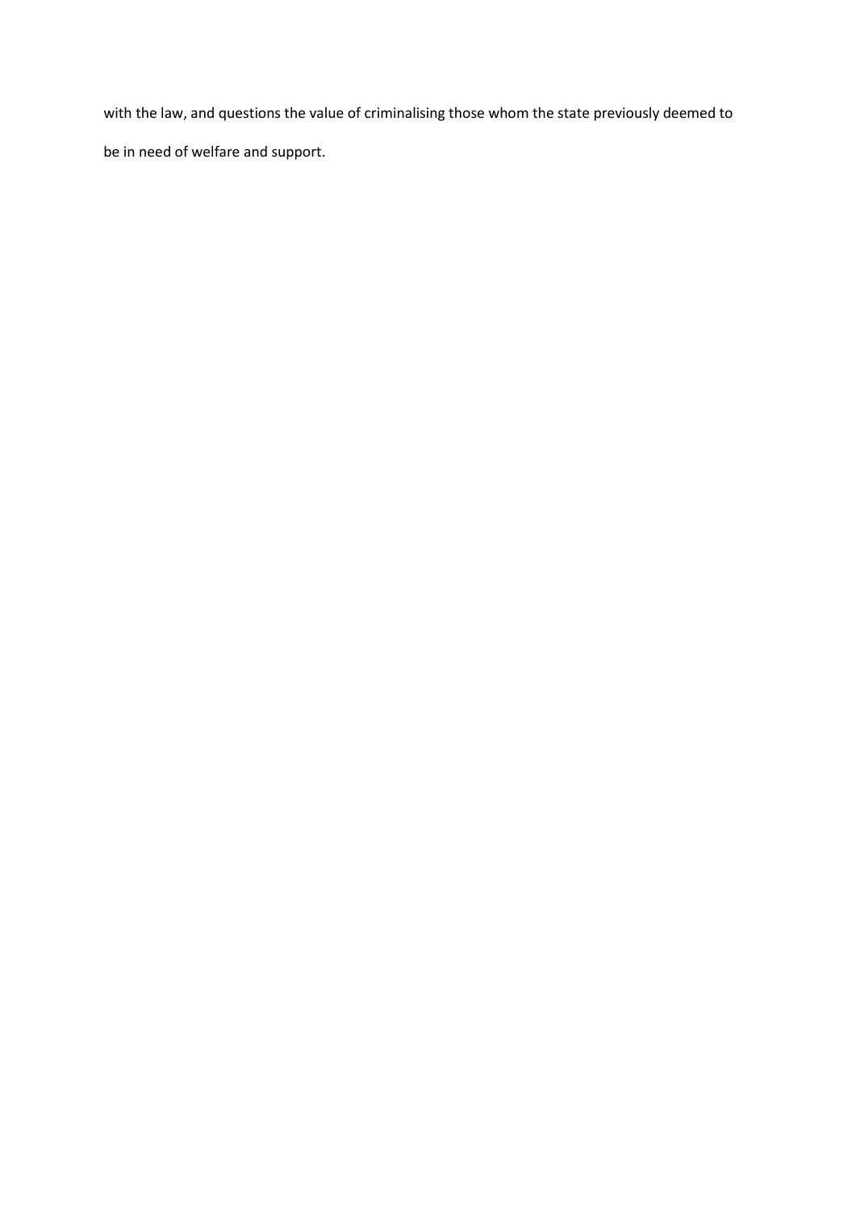with the law, and questions the value of criminalising those whom the state previously deemed to be in need of welfare and support.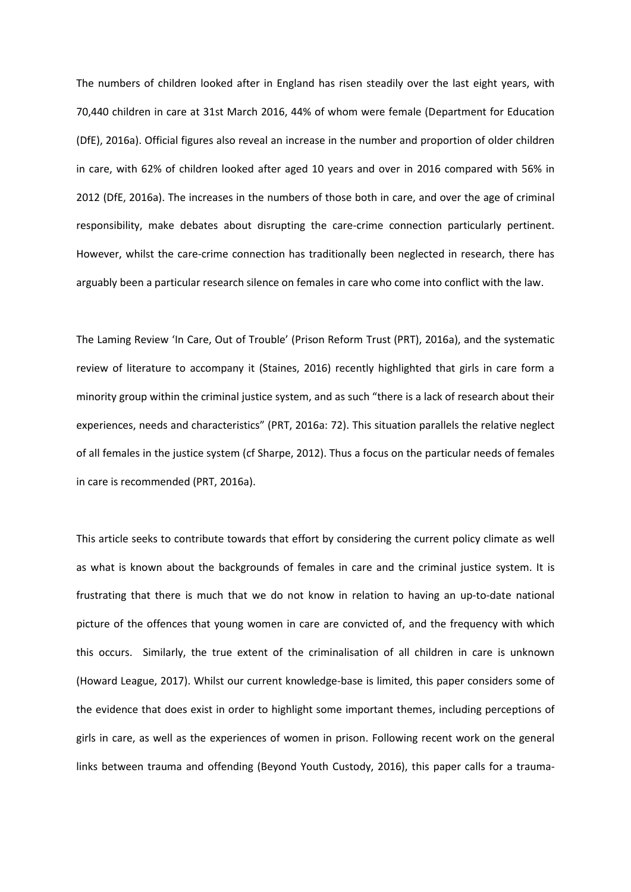The numbers of children looked after in England has risen steadily over the last eight years, with 70,440 children in care at 31st March 2016, 44% of whom were female (Department for Education (DfE), 2016a). Official figures also reveal an increase in the number and proportion of older children in care, with 62% of children looked after aged 10 years and over in 2016 compared with 56% in 2012 (DfE, 2016a). The increases in the numbers of those both in care, and over the age of criminal responsibility, make debates about disrupting the care-crime connection particularly pertinent. However, whilst the care-crime connection has traditionally been neglected in research, there has arguably been a particular research silence on females in care who come into conflict with the law.

The Laming Review 'In Care, Out of Trouble' (Prison Reform Trust (PRT), 2016a), and the systematic review of literature to accompany it (Staines, 2016) recently highlighted that girls in care form a minority group within the criminal justice system, and as such "there is a lack of research about their experiences, needs and characteristics" (PRT, 2016a: 72). This situation parallels the relative neglect of all females in the justice system (cf Sharpe, 2012). Thus a focus on the particular needs of females in care is recommended (PRT, 2016a).

This article seeks to contribute towards that effort by considering the current policy climate as well as what is known about the backgrounds of females in care and the criminal justice system. It is frustrating that there is much that we do not know in relation to having an up-to-date national picture of the offences that young women in care are convicted of, and the frequency with which this occurs. Similarly, the true extent of the criminalisation of all children in care is unknown (Howard League, 2017). Whilst our current knowledge-base is limited, this paper considers some of the evidence that does exist in order to highlight some important themes, including perceptions of girls in care, as well as the experiences of women in prison. Following recent work on the general links between trauma and offending (Beyond Youth Custody, 2016), this paper calls for a trauma-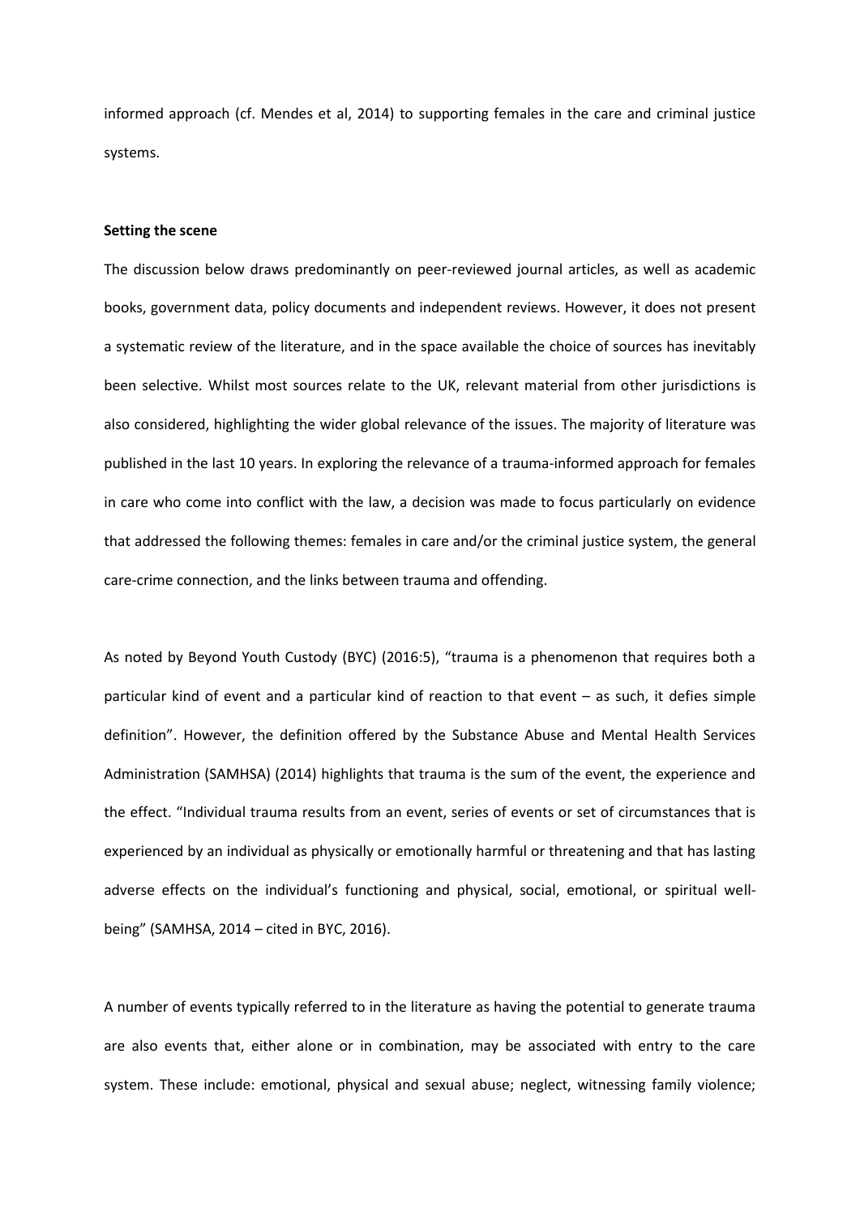informed approach (cf. Mendes et al, 2014) to supporting females in the care and criminal justice systems.

**Setting the scene**

The discussion below draws predominantly on peer-reviewed journal articles, as well as academic books, government data, policy documents and independent reviews. However, it does not present a systematic review of the literature, and in the space available the choice of sources has inevitably been selective. Whilst most sources relate to the UK, relevant material from other jurisdictions is also considered, highlighting the wider global relevance of the issues. The majority of literature was published in the last 10 years. In exploring the relevance of a trauma-informed approach for females in care who come into conflict with the law, a decision was made to focus particularly on evidence that addressed the following themes: females in care and/or the criminal justice system, the general care-crime connection, and the links between trauma and offending.

As noted by Beyond Youth Custody (BYC) (2016:5), "trauma is a phenomenon that requires both a particular kind of event and a particular kind of reaction to that event – as such, it defies simple definition". However, the definition offered by the Substance Abuse and Mental Health Services Administration (SAMHSA) (2014) highlights that trauma is the sum of the event, the experience and the effect. "Individual trauma results from an event, series of events or set of circumstances that is experienced by an individual as physically or emotionally harmful or threatening and that has lasting adverse effects on the individual's functioning and physical, social, emotional, or spiritual well-being" (SAMHSA, 2014 – cited in BYC, 2016).

A number of events typically referred to in the literature as having the potential to generate trauma are also events that, either alone or in combination, may be associated with entry to the care system. These include: emotional, physical and sexual abuse; neglect, witnessing family violence;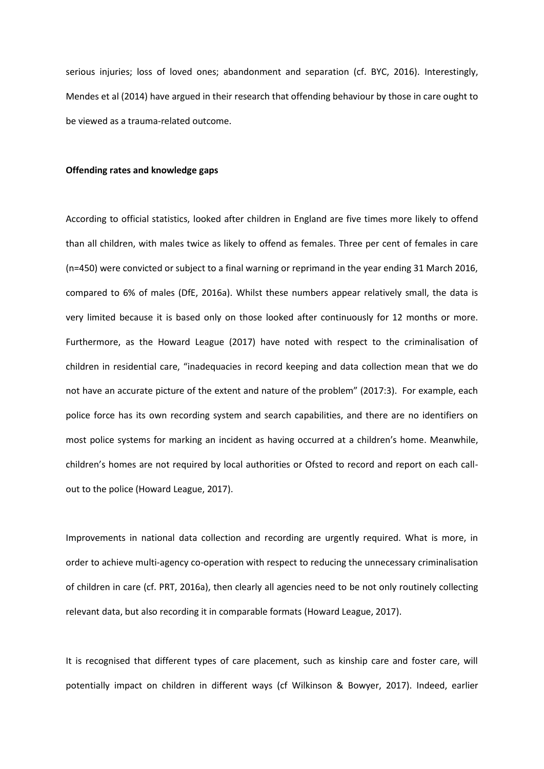serious injuries; loss of loved ones; abandonment and separation (cf. BYC, 2016). Interestingly, Mendes et al (2014) have argued in their research that offending behaviour by those in care ought to be viewed as a trauma-related outcome.

**Offending rates and knowledge gaps**

According to official statistics, looked after children in England are five times more likely to offend than all children, with males twice as likely to offend as females. Three per cent of females in care (n=450) were convicted or subject to a final warning or reprimand in the year ending 31 March 2016, compared to 6% of males (DfE, 2016a). Whilst these numbers appear relatively small, the data is very limited because it is based only on those looked after continuously for 12 months or more. Furthermore, as the Howard League (2017) have noted with respect to the criminalisation of children in residential care, "inadequacies in record keeping and data collection mean that we do not have an accurate picture of the extent and nature of the problem" (2017:3). For example, each police force has its own recording system and search capabilities, and there are no identifiers on most police systems for marking an incident as having occurred at a children's home. Meanwhile, children's homes are not required by local authorities or Ofsted to record and report on each call-out to the police (Howard League, 2017).

Improvements in national data collection and recording are urgently required. What is more, in order to achieve multi-agency co-operation with respect to reducing the unnecessary criminalisation of children in care (cf. PRT, 2016a), then clearly all agencies need to be not only routinely collecting relevant data, but also recording it in comparable formats (Howard League, 2017).

It is recognised that different types of care placement, such as kinship care and foster care, will potentially impact on children in different ways (cf Wilkinson & Bowyer, 2017). Indeed, earlier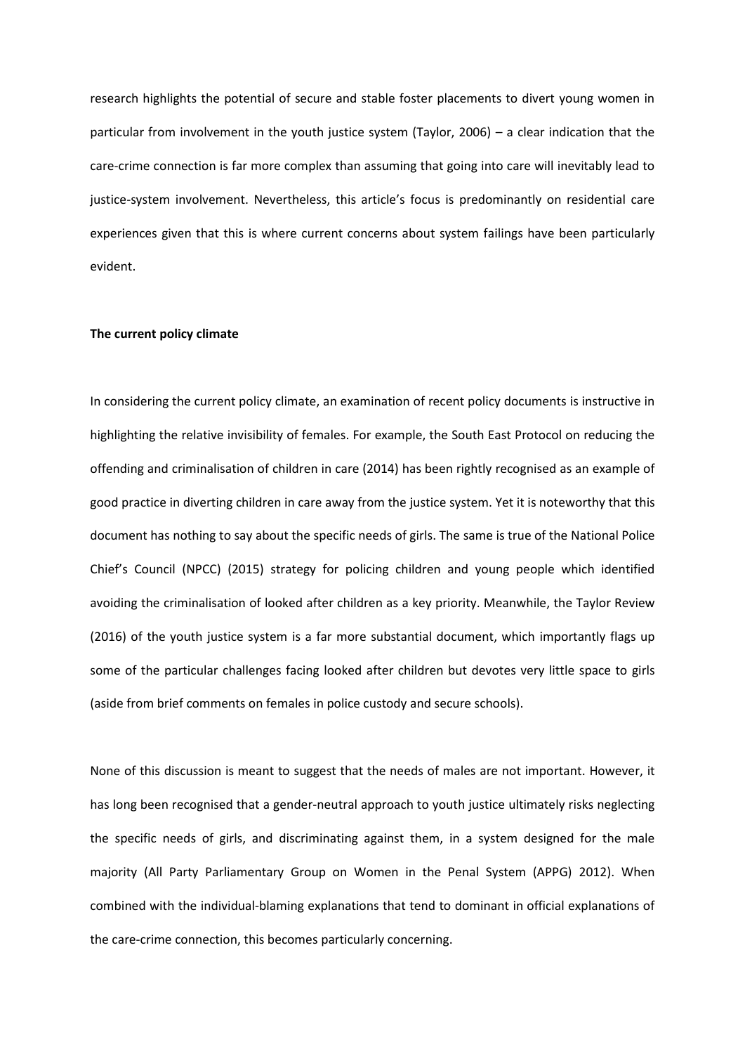research highlights the potential of secure and stable foster placements to divert young women in particular from involvement in the youth justice system (Taylor, 2006) – a clear indication that the care-crime connection is far more complex than assuming that going into care will inevitably lead to justice-system involvement. Nevertheless, this article's focus is predominantly on residential care experiences given that this is where current concerns about system failings have been particularly evident.

**The current policy climate**

In considering the current policy climate, an examination of recent policy documents is instructive in highlighting the relative invisibility of females. For example, the South East Protocol on reducing the offending and criminalisation of children in care (2014) has been rightly recognised as an example of good practice in diverting children in care away from the justice system. Yet it is noteworthy that this document has nothing to say about the specific needs of girls. The same is true of the National Police Chief's Council (NPCC) (2015) strategy for policing children and young people which identified avoiding the criminalisation of looked after children as a key priority. Meanwhile, the Taylor Review (2016) of the youth justice system is a far more substantial document, which importantly flags up some of the particular challenges facing looked after children but devotes very little space to girls (aside from brief comments on females in police custody and secure schools).

None of this discussion is meant to suggest that the needs of males are not important. However, it has long been recognised that a gender-neutral approach to youth justice ultimately risks neglecting the specific needs of girls, and discriminating against them, in a system designed for the male majority (All Party Parliamentary Group on Women in the Penal System (APPG) 2012). When combined with the individual-blaming explanations that tend to dominant in official explanations of the care-crime connection, this becomes particularly concerning.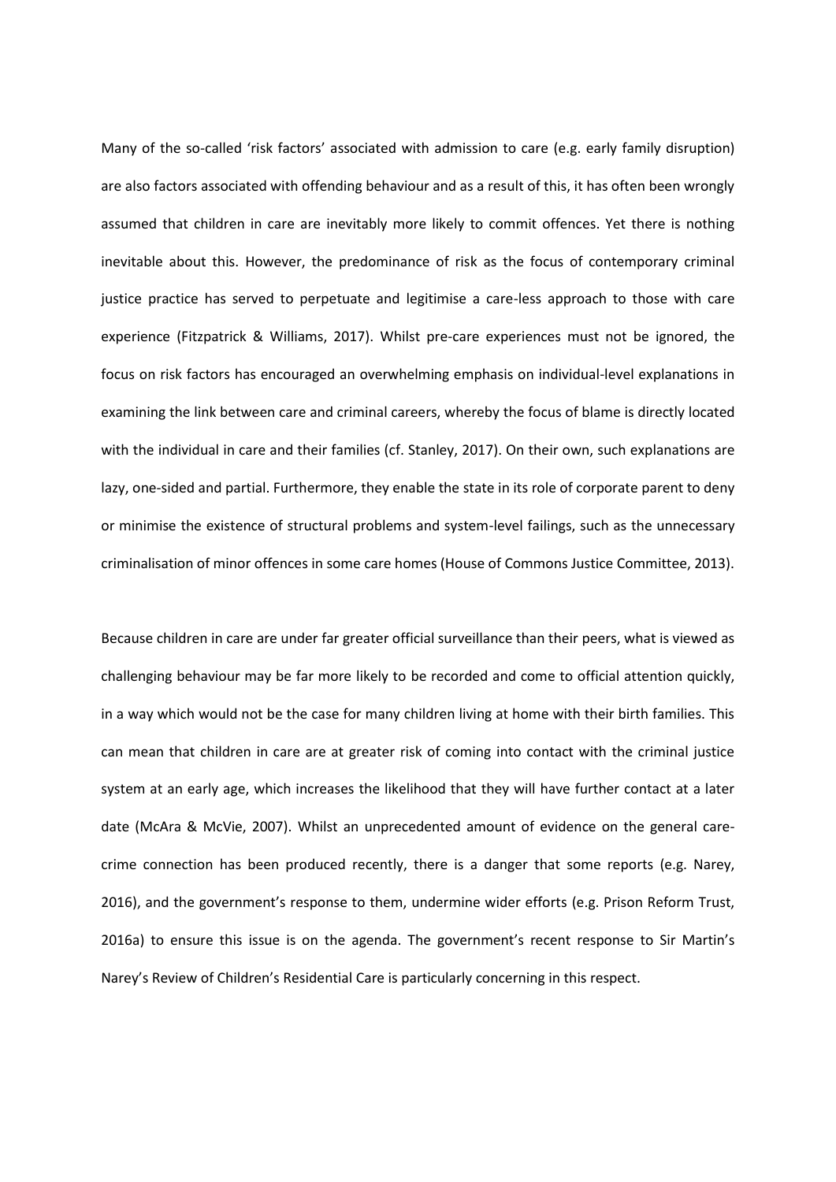Many of the so-called 'risk factors' associated with admission to care (e.g. early family disruption) are also factors associated with offending behaviour and as a result of this, it has often been wrongly assumed that children in care are inevitably more likely to commit offences. Yet there is nothing inevitable about this. However, the predominance of risk as the focus of contemporary criminal justice practice has served to perpetuate and legitimise a care-less approach to those with care experience (Fitzpatrick & Williams, 2017). Whilst pre-care experiences must not be ignored, the focus on risk factors has encouraged an overwhelming emphasis on individual-level explanations in examining the link between care and criminal careers, whereby the focus of blame is directly located with the individual in care and their families (cf. Stanley, 2017). On their own, such explanations are lazy, one-sided and partial. Furthermore, they enable the state in its role of corporate parent to deny or minimise the existence of structural problems and system-level failings, such as the unnecessary criminalisation of minor offences in some care homes (House of Commons Justice Committee, 2013).

Because children in care are under far greater official surveillance than their peers, what is viewed as challenging behaviour may be far more likely to be recorded and come to official attention quickly, in a way which would not be the case for many children living at home with their birth families. This can mean that children in care are at greater risk of coming into contact with the criminal justice system at an early age, which increases the likelihood that they will have further contact at a later date (McAra & McVie, 2007). Whilst an unprecedented amount of evidence on the general care-crime connection has been produced recently, there is a danger that some reports (e.g. Narey, 2016), and the government's response to them, undermine wider efforts (e.g. Prison Reform Trust, 2016a) to ensure this issue is on the agenda. The government's recent response to Sir Martin's Narey's Review of Children's Residential Care is particularly concerning in this respect.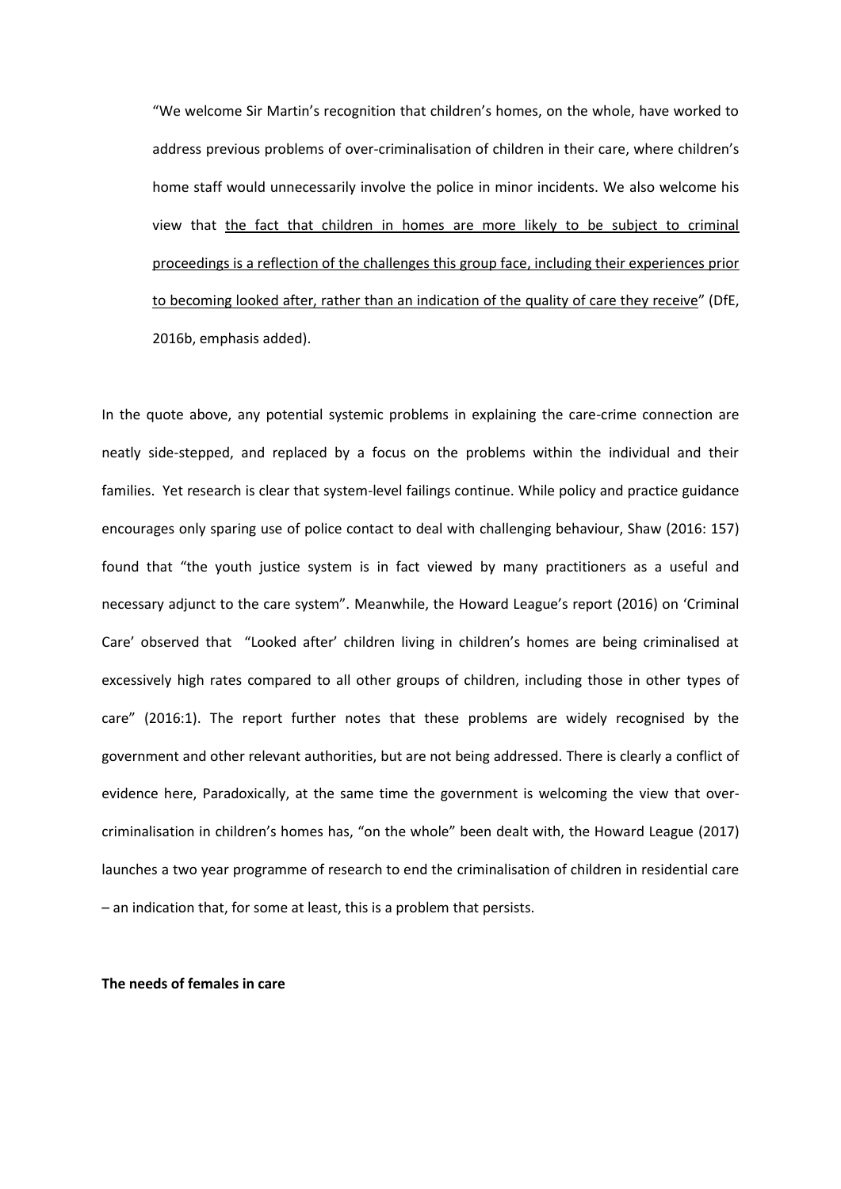> "We welcome Sir Martin's recognition that children's homes, on the whole, have worked to address previous problems of over-criminalisation of children in their care, where children's home staff would unnecessarily involve the police in minor incidents. We also welcome his view that <u>the fact that children in homes are more likely to be subject to criminal proceedings is a reflection of the challenges this group face, including their experiences prior to becoming looked after, rather than an indication of the quality of care they receive</u>" (DfE, 2016b, emphasis added).

In the quote above, any potential systemic problems in explaining the care-crime connection are neatly side-stepped, and replaced by a focus on the problems within the individual and their families. Yet research is clear that system-level failings continue. While policy and practice guidance encourages only sparing use of police contact to deal with challenging behaviour, Shaw (2016: 157) found that "the youth justice system is in fact viewed by many practitioners as a useful and necessary adjunct to the care system". Meanwhile, the Howard League's report (2016) on 'Criminal Care' observed that "Looked after' children living in children's homes are being criminalised at excessively high rates compared to all other groups of children, including those in other types of care" (2016:1). The report further notes that these problems are widely recognised by the government and other relevant authorities, but are not being addressed. There is clearly a conflict of evidence here, Paradoxically, at the same time the government is welcoming the view that over-criminalisation in children's homes has, "on the whole" been dealt with, the Howard League (2017) launches a two year programme of research to end the criminalisation of children in residential care – an indication that, for some at least, this is a problem that persists.

**The needs of females in care**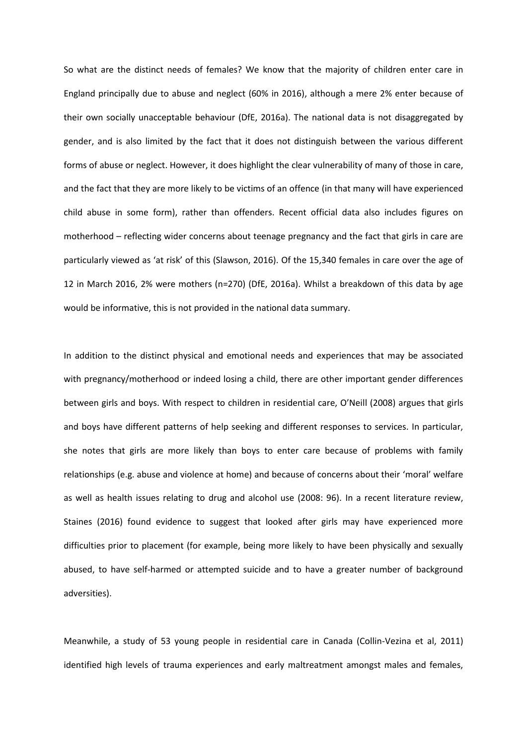So what are the distinct needs of females? We know that the majority of children enter care in England principally due to abuse and neglect (60% in 2016), although a mere 2% enter because of their own socially unacceptable behaviour (DfE, 2016a). The national data is not disaggregated by gender, and is also limited by the fact that it does not distinguish between the various different forms of abuse or neglect. However, it does highlight the clear vulnerability of many of those in care, and the fact that they are more likely to be victims of an offence (in that many will have experienced child abuse in some form), rather than offenders. Recent official data also includes figures on motherhood – reflecting wider concerns about teenage pregnancy and the fact that girls in care are particularly viewed as 'at risk' of this (Slawson, 2016). Of the 15,340 females in care over the age of 12 in March 2016, 2% were mothers (n=270) (DfE, 2016a). Whilst a breakdown of this data by age would be informative, this is not provided in the national data summary.

In addition to the distinct physical and emotional needs and experiences that may be associated with pregnancy/motherhood or indeed losing a child, there are other important gender differences between girls and boys. With respect to children in residential care, O'Neill (2008) argues that girls and boys have different patterns of help seeking and different responses to services. In particular, she notes that girls are more likely than boys to enter care because of problems with family relationships (e.g. abuse and violence at home) and because of concerns about their 'moral' welfare as well as health issues relating to drug and alcohol use (2008: 96). In a recent literature review, Staines (2016) found evidence to suggest that looked after girls may have experienced more difficulties prior to placement (for example, being more likely to have been physically and sexually abused, to have self-harmed or attempted suicide and to have a greater number of background adversities).

Meanwhile, a study of 53 young people in residential care in Canada (Collin-Vezina et al, 2011) identified high levels of trauma experiences and early maltreatment amongst males and females,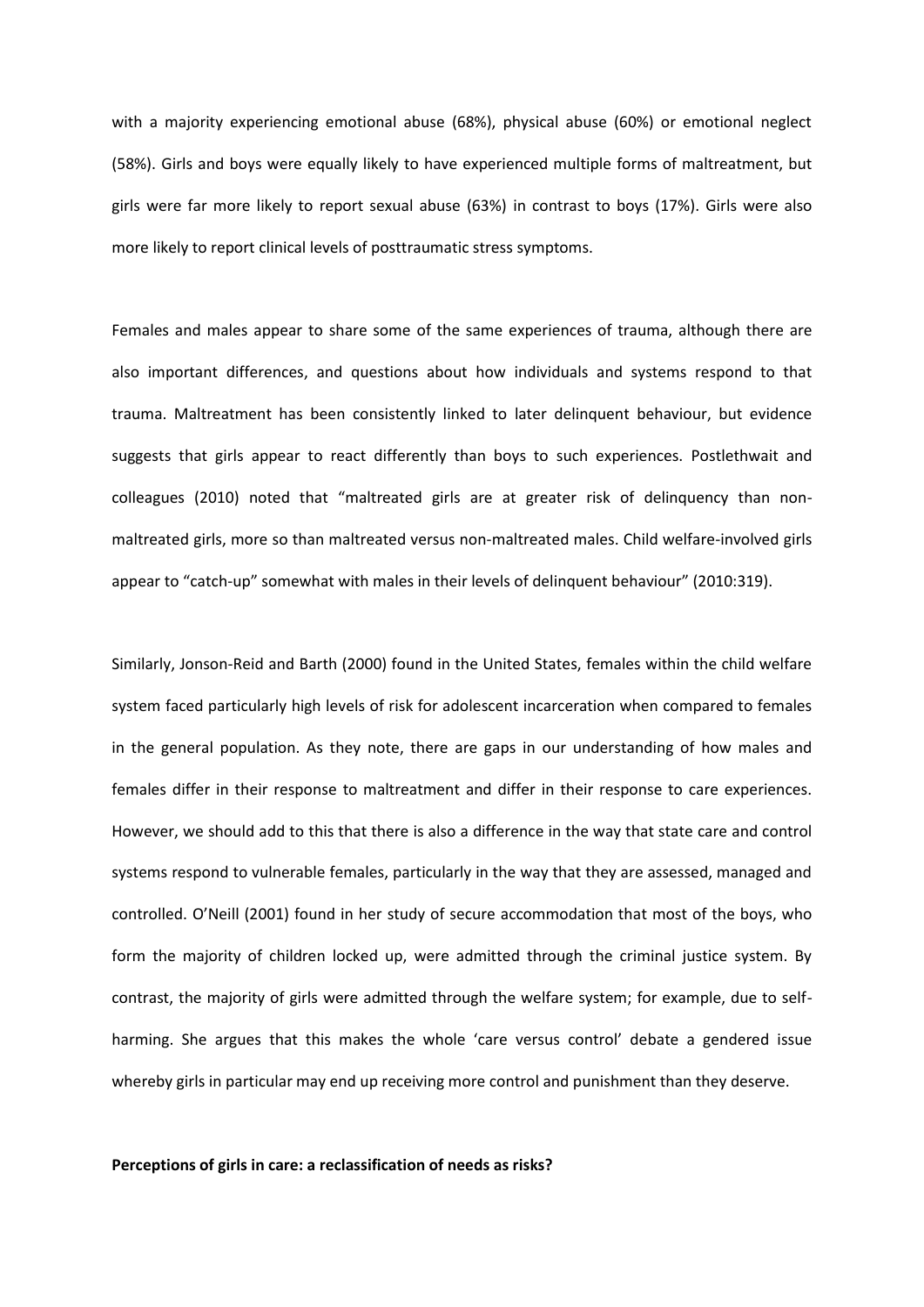with a majority experiencing emotional abuse (68%), physical abuse (60%) or emotional neglect (58%). Girls and boys were equally likely to have experienced multiple forms of maltreatment, but girls were far more likely to report sexual abuse (63%) in contrast to boys (17%). Girls were also more likely to report clinical levels of posttraumatic stress symptoms.

Females and males appear to share some of the same experiences of trauma, although there are also important differences, and questions about how individuals and systems respond to that trauma. Maltreatment has been consistently linked to later delinquent behaviour, but evidence suggests that girls appear to react differently than boys to such experiences. Postlethwait and colleagues (2010) noted that "maltreated girls are at greater risk of delinquency than non-maltreated girls, more so than maltreated versus non-maltreated males. Child welfare-involved girls appear to "catch-up" somewhat with males in their levels of delinquent behaviour" (2010:319).

Similarly, Jonson-Reid and Barth (2000) found in the United States, females within the child welfare system faced particularly high levels of risk for adolescent incarceration when compared to females in the general population. As they note, there are gaps in our understanding of how males and females differ in their response to maltreatment and differ in their response to care experiences. However, we should add to this that there is also a difference in the way that state care and control systems respond to vulnerable females, particularly in the way that they are assessed, managed and controlled. O'Neill (2001) found in her study of secure accommodation that most of the boys, who form the majority of children locked up, were admitted through the criminal justice system. By contrast, the majority of girls were admitted through the welfare system; for example, due to self-harming. She argues that this makes the whole 'care versus control' debate a gendered issue whereby girls in particular may end up receiving more control and punishment than they deserve.

**Perceptions of girls in care: a reclassification of needs as risks?**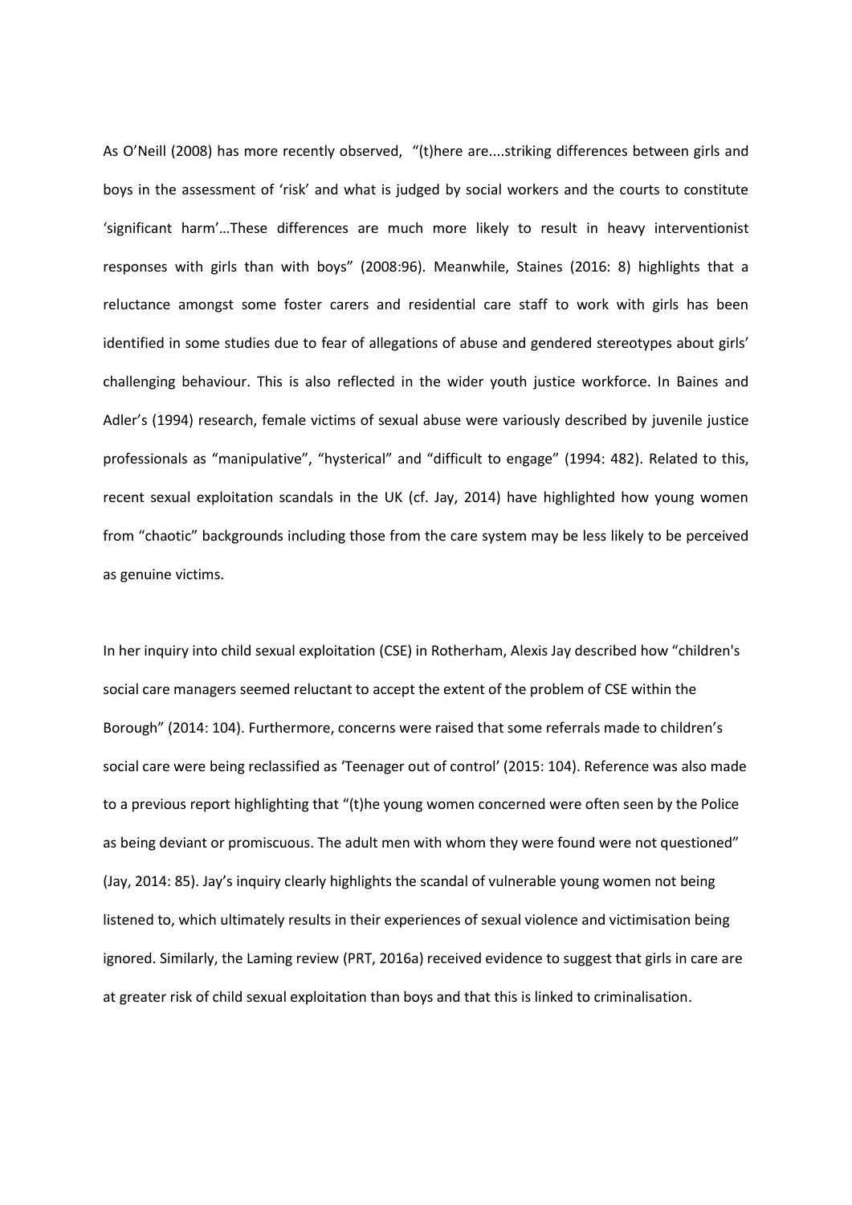As O'Neill (2008) has more recently observed, "(t)here are....striking differences between girls and boys in the assessment of 'risk' and what is judged by social workers and the courts to constitute 'significant harm'…These differences are much more likely to result in heavy interventionist responses with girls than with boys" (2008:96). Meanwhile, Staines (2016: 8) highlights that a reluctance amongst some foster carers and residential care staff to work with girls has been identified in some studies due to fear of allegations of abuse and gendered stereotypes about girls' challenging behaviour. This is also reflected in the wider youth justice workforce. In Baines and Adler's (1994) research, female victims of sexual abuse were variously described by juvenile justice professionals as "manipulative", "hysterical" and "difficult to engage" (1994: 482). Related to this, recent sexual exploitation scandals in the UK (cf. Jay, 2014) have highlighted how young women from "chaotic" backgrounds including those from the care system may be less likely to be perceived as genuine victims.

In her inquiry into child sexual exploitation (CSE) in Rotherham, Alexis Jay described how "children's social care managers seemed reluctant to accept the extent of the problem of CSE within the Borough" (2014: 104). Furthermore, concerns were raised that some referrals made to children's social care were being reclassified as 'Teenager out of control' (2015: 104). Reference was also made to a previous report highlighting that "(t)he young women concerned were often seen by the Police as being deviant or promiscuous. The adult men with whom they were found were not questioned" (Jay, 2014: 85). Jay's inquiry clearly highlights the scandal of vulnerable young women not being listened to, which ultimately results in their experiences of sexual violence and victimisation being ignored. Similarly, the Laming review (PRT, 2016a) received evidence to suggest that girls in care are at greater risk of child sexual exploitation than boys and that this is linked to criminalisation.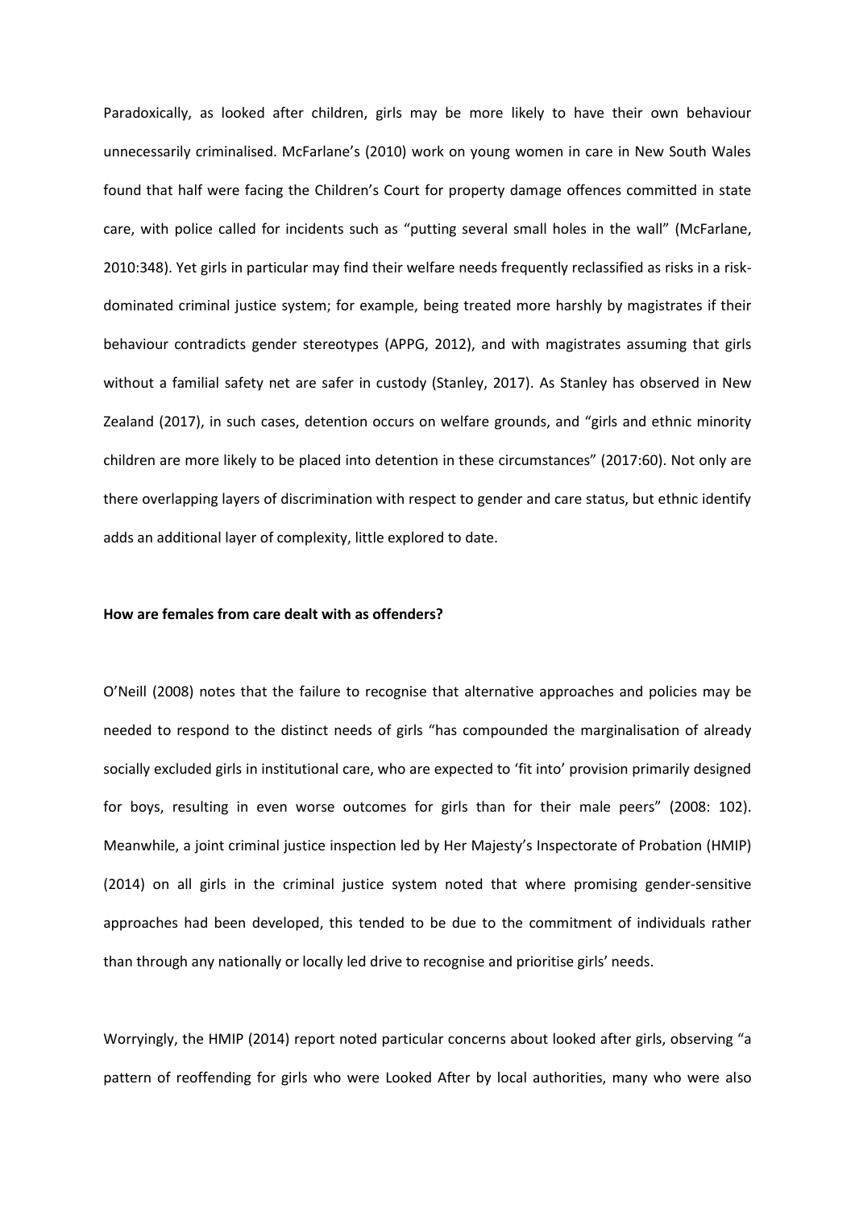Paradoxically, as looked after children, girls may be more likely to have their own behaviour unnecessarily criminalised. McFarlane's (2010) work on young women in care in New South Wales found that half were facing the Children's Court for property damage offences committed in state care, with police called for incidents such as "putting several small holes in the wall" (McFarlane, 2010:348). Yet girls in particular may find their welfare needs frequently reclassified as risks in a risk-dominated criminal justice system; for example, being treated more harshly by magistrates if their behaviour contradicts gender stereotypes (APPG, 2012), and with magistrates assuming that girls without a familial safety net are safer in custody (Stanley, 2017). As Stanley has observed in New Zealand (2017), in such cases, detention occurs on welfare grounds, and "girls and ethnic minority children are more likely to be placed into detention in these circumstances" (2017:60). Not only are there overlapping layers of discrimination with respect to gender and care status, but ethnic identify adds an additional layer of complexity, little explored to date.

**How are females from care dealt with as offenders?**

O'Neill (2008) notes that the failure to recognise that alternative approaches and policies may be needed to respond to the distinct needs of girls "has compounded the marginalisation of already socially excluded girls in institutional care, who are expected to 'fit into' provision primarily designed for boys, resulting in even worse outcomes for girls than for their male peers" (2008: 102). Meanwhile, a joint criminal justice inspection led by Her Majesty's Inspectorate of Probation (HMIP) (2014) on all girls in the criminal justice system noted that where promising gender-sensitive approaches had been developed, this tended to be due to the commitment of individuals rather than through any nationally or locally led drive to recognise and prioritise girls' needs.

Worryingly, the HMIP (2014) report noted particular concerns about looked after girls, observing "a pattern of reoffending for girls who were Looked After by local authorities, many who were also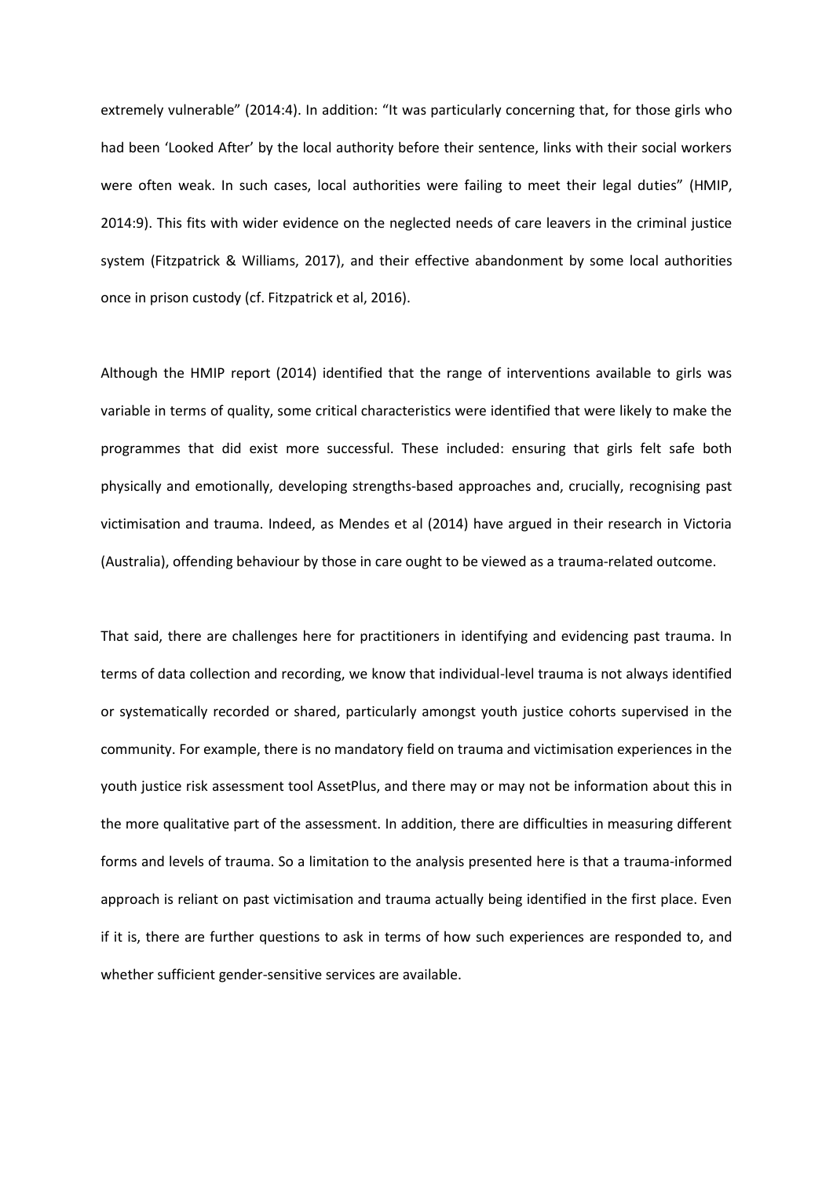extremely vulnerable" (2014:4). In addition: "It was particularly concerning that, for those girls who had been 'Looked After' by the local authority before their sentence, links with their social workers were often weak. In such cases, local authorities were failing to meet their legal duties" (HMIP, 2014:9). This fits with wider evidence on the neglected needs of care leavers in the criminal justice system (Fitzpatrick & Williams, 2017), and their effective abandonment by some local authorities once in prison custody (cf. Fitzpatrick et al, 2016).

Although the HMIP report (2014) identified that the range of interventions available to girls was variable in terms of quality, some critical characteristics were identified that were likely to make the programmes that did exist more successful. These included: ensuring that girls felt safe both physically and emotionally, developing strengths-based approaches and, crucially, recognising past victimisation and trauma. Indeed, as Mendes et al (2014) have argued in their research in Victoria (Australia), offending behaviour by those in care ought to be viewed as a trauma-related outcome.

That said, there are challenges here for practitioners in identifying and evidencing past trauma. In terms of data collection and recording, we know that individual-level trauma is not always identified or systematically recorded or shared, particularly amongst youth justice cohorts supervised in the community. For example, there is no mandatory field on trauma and victimisation experiences in the youth justice risk assessment tool AssetPlus, and there may or may not be information about this in the more qualitative part of the assessment. In addition, there are difficulties in measuring different forms and levels of trauma. So a limitation to the analysis presented here is that a trauma-informed approach is reliant on past victimisation and trauma actually being identified in the first place. Even if it is, there are further questions to ask in terms of how such experiences are responded to, and whether sufficient gender-sensitive services are available.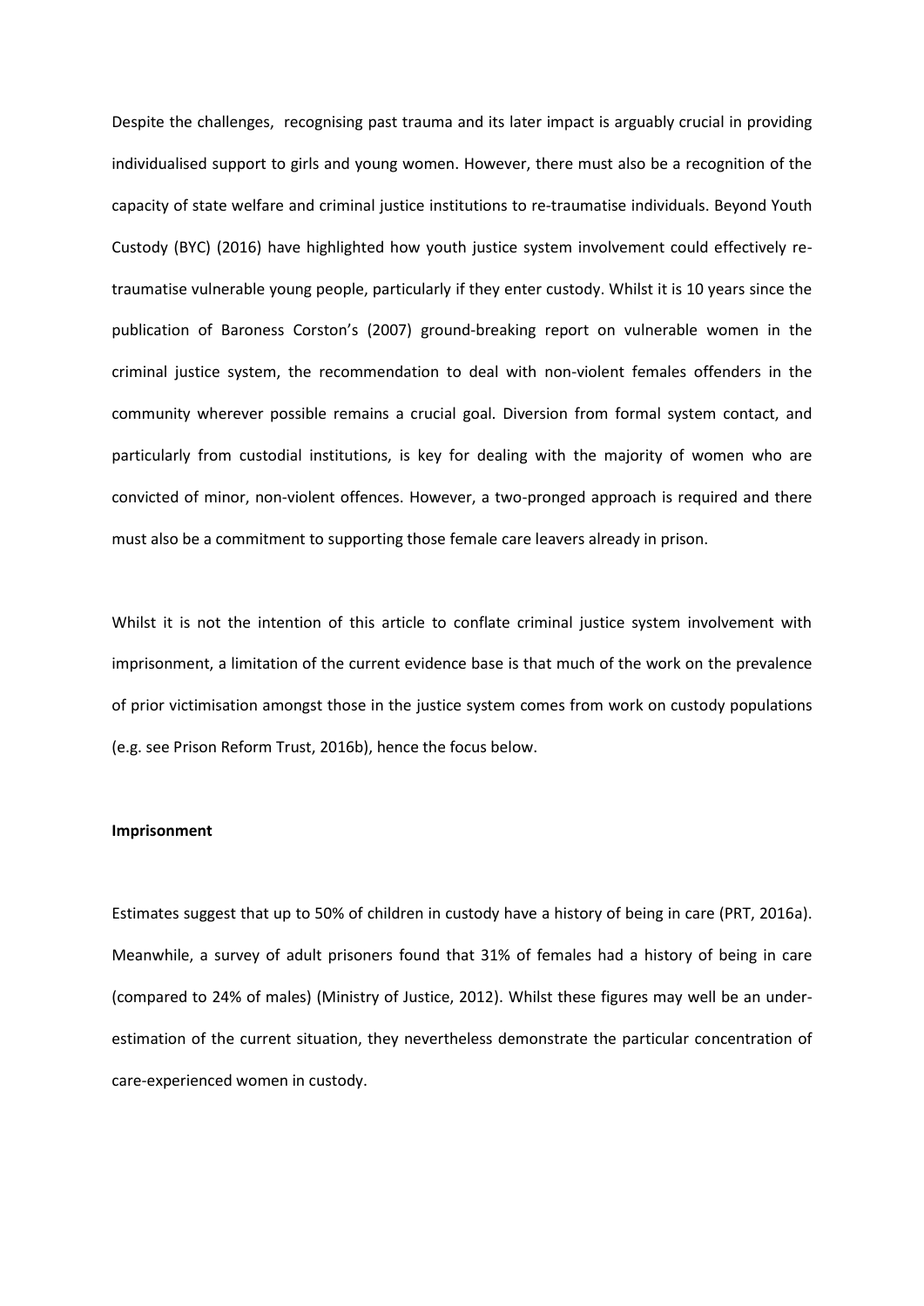Despite the challenges,  recognising past trauma and its later impact is arguably crucial in providing individualised support to girls and young women. However, there must also be a recognition of the capacity of state welfare and criminal justice institutions to re-traumatise individuals. Beyond Youth Custody (BYC) (2016) have highlighted how youth justice system involvement could effectively re-traumatise vulnerable young people, particularly if they enter custody. Whilst it is 10 years since the publication of Baroness Corston's (2007) ground-breaking report on vulnerable women in the criminal justice system, the recommendation to deal with non-violent females offenders in the community wherever possible remains a crucial goal. Diversion from formal system contact, and particularly from custodial institutions, is key for dealing with the majority of women who are convicted of minor, non-violent offences. However, a two-pronged approach is required and there must also be a commitment to supporting those female care leavers already in prison.

Whilst it is not the intention of this article to conflate criminal justice system involvement with imprisonment, a limitation of the current evidence base is that much of the work on the prevalence of prior victimisation amongst those in the justice system comes from work on custody populations (e.g. see Prison Reform Trust, 2016b), hence the focus below.

**Imprisonment**

Estimates suggest that up to 50% of children in custody have a history of being in care (PRT, 2016a). Meanwhile, a survey of adult prisoners found that 31% of females had a history of being in care (compared to 24% of males) (Ministry of Justice, 2012). Whilst these figures may well be an under-estimation of the current situation, they nevertheless demonstrate the particular concentration of care-experienced women in custody.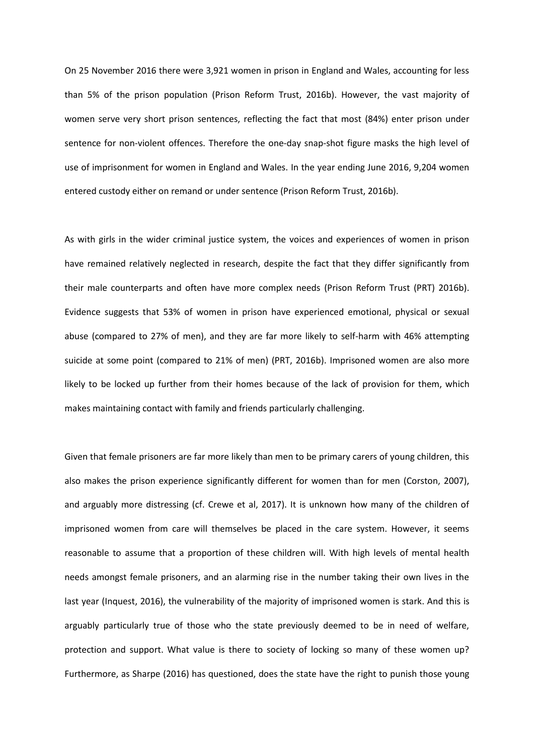On 25 November 2016 there were 3,921 women in prison in England and Wales, accounting for less than 5% of the prison population (Prison Reform Trust, 2016b). However, the vast majority of women serve very short prison sentences, reflecting the fact that most (84%) enter prison under sentence for non-violent offences. Therefore the one-day snap-shot figure masks the high level of use of imprisonment for women in England and Wales. In the year ending June 2016, 9,204 women entered custody either on remand or under sentence (Prison Reform Trust, 2016b).

As with girls in the wider criminal justice system, the voices and experiences of women in prison have remained relatively neglected in research, despite the fact that they differ significantly from their male counterparts and often have more complex needs (Prison Reform Trust (PRT) 2016b). Evidence suggests that 53% of women in prison have experienced emotional, physical or sexual abuse (compared to 27% of men), and they are far more likely to self-harm with 46% attempting suicide at some point (compared to 21% of men) (PRT, 2016b). Imprisoned women are also more likely to be locked up further from their homes because of the lack of provision for them, which makes maintaining contact with family and friends particularly challenging.

Given that female prisoners are far more likely than men to be primary carers of young children, this also makes the prison experience significantly different for women than for men (Corston, 2007), and arguably more distressing (cf. Crewe et al, 2017). It is unknown how many of the children of imprisoned women from care will themselves be placed in the care system. However, it seems reasonable to assume that a proportion of these children will. With high levels of mental health needs amongst female prisoners, and an alarming rise in the number taking their own lives in the last year (Inquest, 2016), the vulnerability of the majority of imprisoned women is stark. And this is arguably particularly true of those who the state previously deemed to be in need of welfare, protection and support. What value is there to society of locking so many of these women up? Furthermore, as Sharpe (2016) has questioned, does the state have the right to punish those young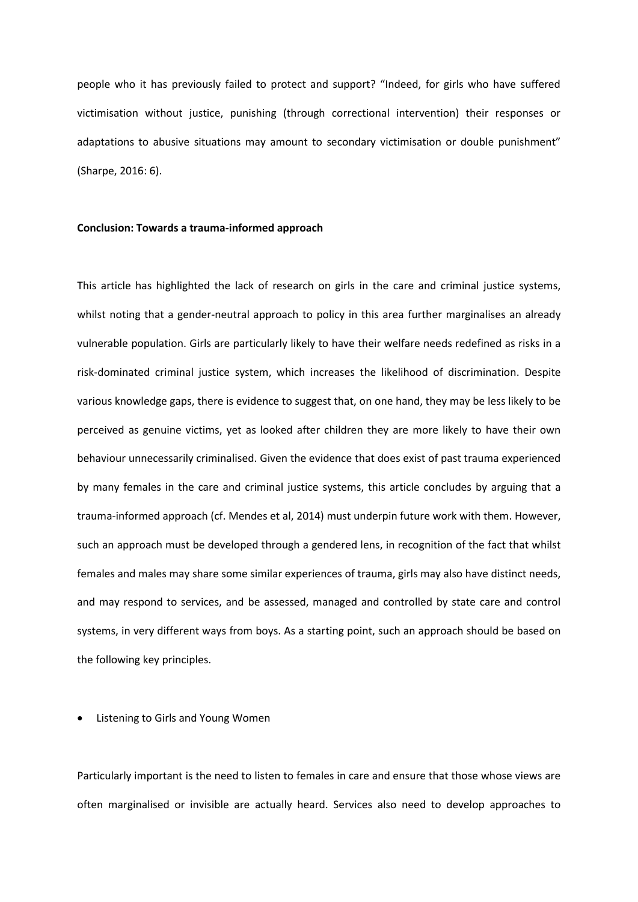people who it has previously failed to protect and support? "Indeed, for girls who have suffered victimisation without justice, punishing (through correctional intervention) their responses or adaptations to abusive situations may amount to secondary victimisation or double punishment" (Sharpe, 2016: 6).

**Conclusion: Towards a trauma-informed approach**

This article has highlighted the lack of research on girls in the care and criminal justice systems, whilst noting that a gender-neutral approach to policy in this area further marginalises an already vulnerable population. Girls are particularly likely to have their welfare needs redefined as risks in a risk-dominated criminal justice system, which increases the likelihood of discrimination. Despite various knowledge gaps, there is evidence to suggest that, on one hand, they may be less likely to be perceived as genuine victims, yet as looked after children they are more likely to have their own behaviour unnecessarily criminalised. Given the evidence that does exist of past trauma experienced by many females in the care and criminal justice systems, this article concludes by arguing that a trauma-informed approach (cf. Mendes et al, 2014) must underpin future work with them. However, such an approach must be developed through a gendered lens, in recognition of the fact that whilst females and males may share some similar experiences of trauma, girls may also have distinct needs, and may respond to services, and be assessed, managed and controlled by state care and control systems, in very different ways from boys. As a starting point, such an approach should be based on the following key principles.

- Listening to Girls and Young Women

Particularly important is the need to listen to females in care and ensure that those whose views are often marginalised or invisible are actually heard. Services also need to develop approaches to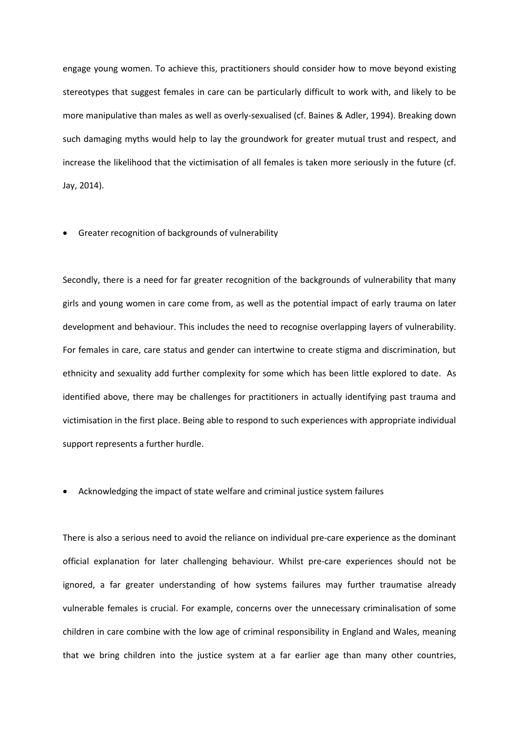engage young women. To achieve this, practitioners should consider how to move beyond existing stereotypes that suggest females in care can be particularly difficult to work with, and likely to be more manipulative than males as well as overly-sexualised (cf. Baines & Adler, 1994). Breaking down such damaging myths would help to lay the groundwork for greater mutual trust and respect, and increase the likelihood that the victimisation of all females is taken more seriously in the future (cf. Jay, 2014).

- Greater recognition of backgrounds of vulnerability

Secondly, there is a need for far greater recognition of the backgrounds of vulnerability that many girls and young women in care come from, as well as the potential impact of early trauma on later development and behaviour. This includes the need to recognise overlapping layers of vulnerability. For females in care, care status and gender can intertwine to create stigma and discrimination, but ethnicity and sexuality add further complexity for some which has been little explored to date. As identified above, there may be challenges for practitioners in actually identifying past trauma and victimisation in the first place. Being able to respond to such experiences with appropriate individual support represents a further hurdle.

- Acknowledging the impact of state welfare and criminal justice system failures

There is also a serious need to avoid the reliance on individual pre-care experience as the dominant official explanation for later challenging behaviour. Whilst pre-care experiences should not be ignored, a far greater understanding of how systems failures may further traumatise already vulnerable females is crucial. For example, concerns over the unnecessary criminalisation of some children in care combine with the low age of criminal responsibility in England and Wales, meaning that we bring children into the justice system at a far earlier age than many other countries,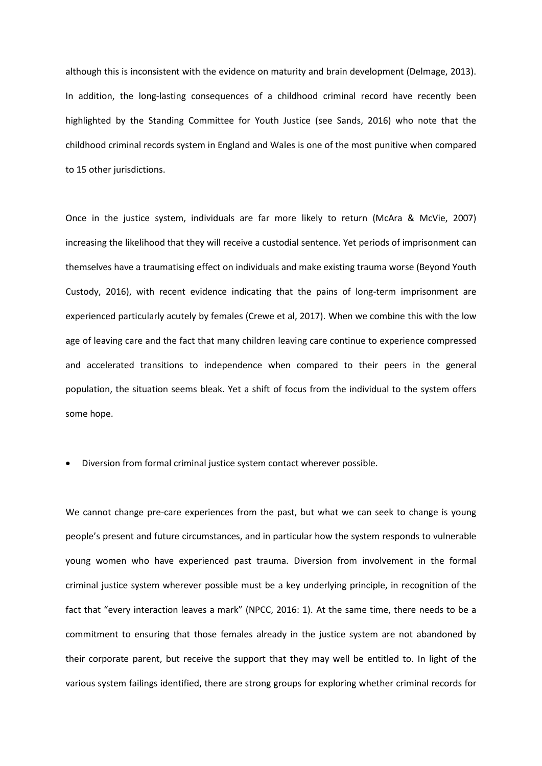although this is inconsistent with the evidence on maturity and brain development (Delmage, 2013). In addition, the long-lasting consequences of a childhood criminal record have recently been highlighted by the Standing Committee for Youth Justice (see Sands, 2016) who note that the childhood criminal records system in England and Wales is one of the most punitive when compared to 15 other jurisdictions.

Once in the justice system, individuals are far more likely to return (McAra & McVie, 2007) increasing the likelihood that they will receive a custodial sentence. Yet periods of imprisonment can themselves have a traumatising effect on individuals and make existing trauma worse (Beyond Youth Custody, 2016), with recent evidence indicating that the pains of long-term imprisonment are experienced particularly acutely by females (Crewe et al, 2017). When we combine this with the low age of leaving care and the fact that many children leaving care continue to experience compressed and accelerated transitions to independence when compared to their peers in the general population, the situation seems bleak. Yet a shift of focus from the individual to the system offers some hope.

- Diversion from formal criminal justice system contact wherever possible.

We cannot change pre-care experiences from the past, but what we can seek to change is young people's present and future circumstances, and in particular how the system responds to vulnerable young women who have experienced past trauma. Diversion from involvement in the formal criminal justice system wherever possible must be a key underlying principle, in recognition of the fact that "every interaction leaves a mark" (NPCC, 2016: 1). At the same time, there needs to be a commitment to ensuring that those females already in the justice system are not abandoned by their corporate parent, but receive the support that they may well be entitled to. In light of the various system failings identified, there are strong groups for exploring whether criminal records for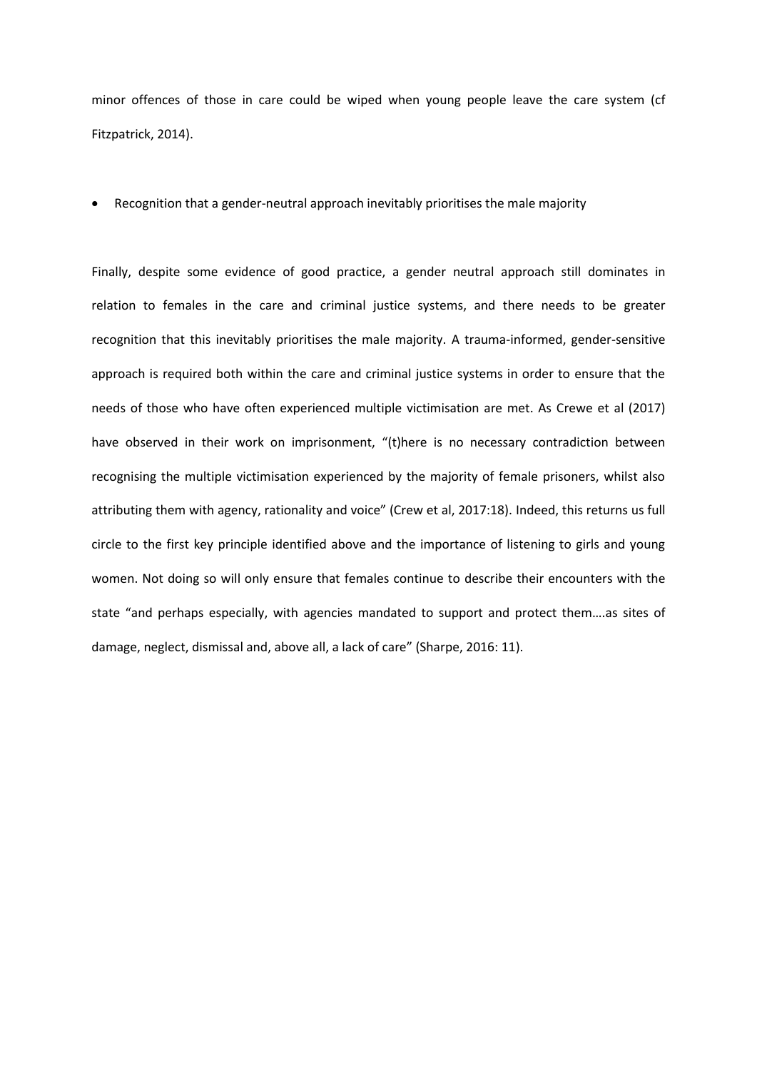minor offences of those in care could be wiped when young people leave the care system (cf Fitzpatrick, 2014).

- Recognition that a gender-neutral approach inevitably prioritises the male majority

Finally, despite some evidence of good practice, a gender neutral approach still dominates in relation to females in the care and criminal justice systems, and there needs to be greater recognition that this inevitably prioritises the male majority. A trauma-informed, gender-sensitive approach is required both within the care and criminal justice systems in order to ensure that the needs of those who have often experienced multiple victimisation are met. As Crewe et al (2017) have observed in their work on imprisonment, "(t)here is no necessary contradiction between recognising the multiple victimisation experienced by the majority of female prisoners, whilst also attributing them with agency, rationality and voice" (Crew et al, 2017:18). Indeed, this returns us full circle to the first key principle identified above and the importance of listening to girls and young women. Not doing so will only ensure that females continue to describe their encounters with the state "and perhaps especially, with agencies mandated to support and protect them….as sites of damage, neglect, dismissal and, above all, a lack of care" (Sharpe, 2016: 11).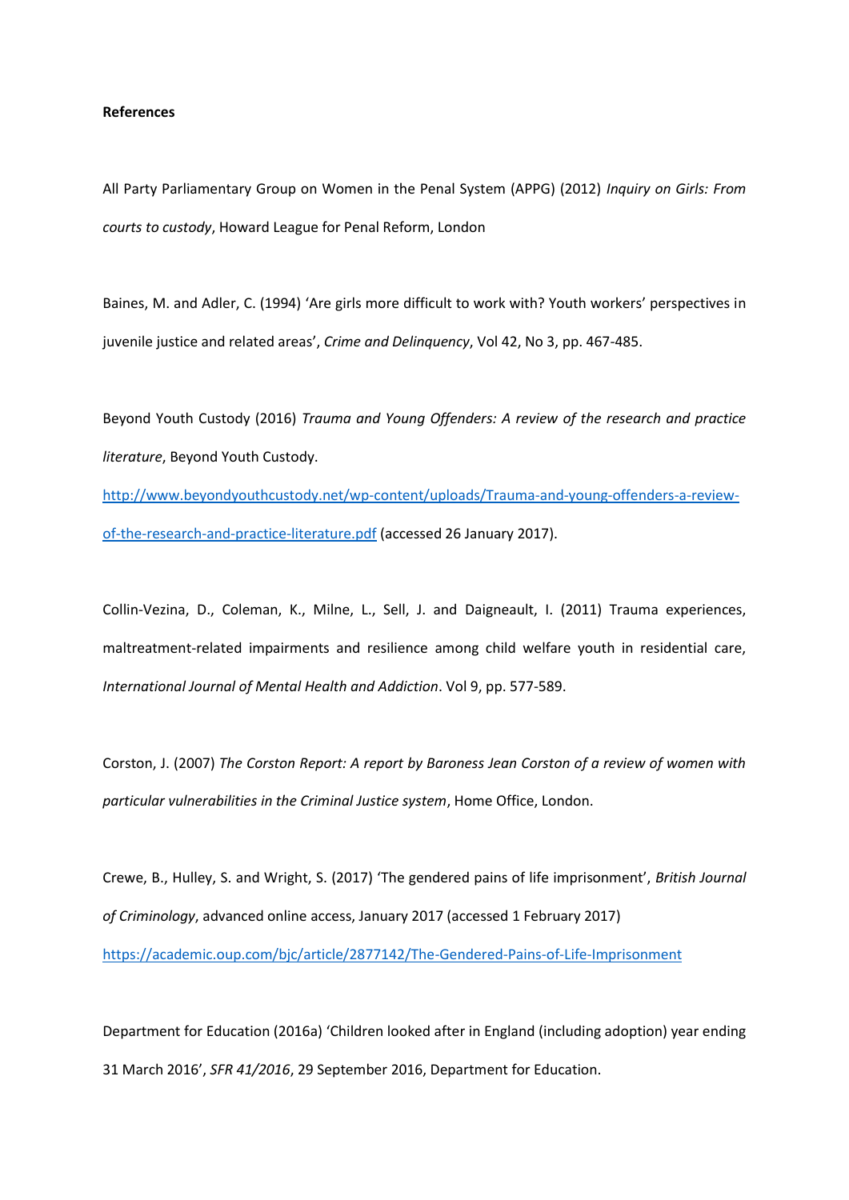**References**

All Party Parliamentary Group on Women in the Penal System (APPG) (2012) *Inquiry on Girls: From courts to custody*, Howard League for Penal Reform, London

Baines, M. and Adler, C. (1994) 'Are girls more difficult to work with? Youth workers' perspectives in juvenile justice and related areas', *Crime and Delinquency*, Vol 42, No 3, pp. 467-485.

Beyond Youth Custody (2016) *Trauma and Young Offenders: A review of the research and practice literature*, Beyond Youth Custody. http://www.beyondyouthcustody.net/wp-content/uploads/Trauma-and-young-offenders-a-review-of-the-research-and-practice-literature.pdf (accessed 26 January 2017).

Collin-Vezina, D., Coleman, K., Milne, L., Sell, J. and Daigneault, I. (2011) Trauma experiences, maltreatment-related impairments and resilience among child welfare youth in residential care, *International Journal of Mental Health and Addiction*. Vol 9, pp. 577-589.

Corston, J. (2007) *The Corston Report: A report by Baroness Jean Corston of a review of women with particular vulnerabilities in the Criminal Justice system*, Home Office, London.

Crewe, B., Hulley, S. and Wright, S. (2017) 'The gendered pains of life imprisonment', *British Journal of Criminology*, advanced online access, January 2017 (accessed 1 February 2017) https://academic.oup.com/bjc/article/2877142/The-Gendered-Pains-of-Life-Imprisonment

Department for Education (2016a) 'Children looked after in England (including adoption) year ending 31 March 2016', *SFR 41/2016*, 29 September 2016, Department for Education.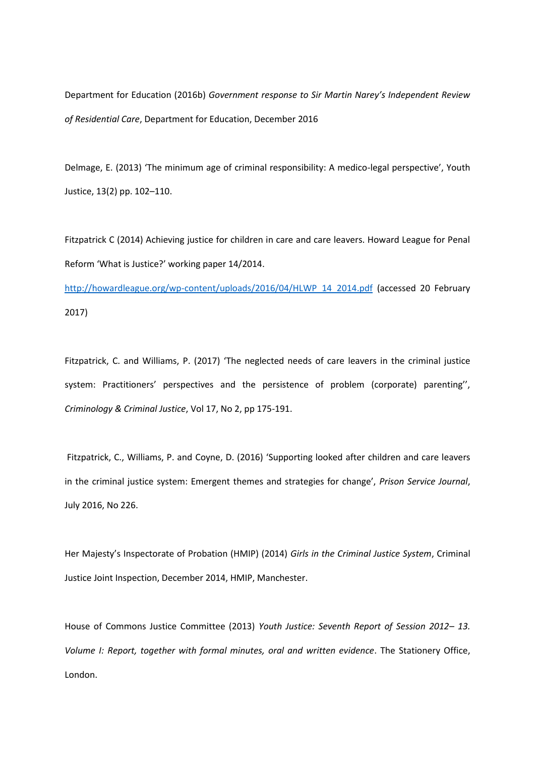Department for Education (2016b) *Government response to Sir Martin Narey's Independent Review of Residential Care*, Department for Education, December 2016

Delmage, E. (2013) 'The minimum age of criminal responsibility: A medico-legal perspective', Youth Justice, 13(2) pp. 102–110.

Fitzpatrick C (2014) Achieving justice for children in care and care leavers. Howard League for Penal Reform 'What is Justice?' working paper 14/2014. http://howardleague.org/wp-content/uploads/2016/04/HLWP_14_2014.pdf (accessed 20 February 2017)

Fitzpatrick, C. and Williams, P. (2017) 'The neglected needs of care leavers in the criminal justice system: Practitioners' perspectives and the persistence of problem (corporate) parenting'', *Criminology & Criminal Justice*, Vol 17, No 2, pp 175-191.

Fitzpatrick, C., Williams, P. and Coyne, D. (2016) 'Supporting looked after children and care leavers in the criminal justice system: Emergent themes and strategies for change', *Prison Service Journal*, July 2016, No 226.

Her Majesty's Inspectorate of Probation (HMIP) (2014) *Girls in the Criminal Justice System*, Criminal Justice Joint Inspection, December 2014, HMIP, Manchester.

House of Commons Justice Committee (2013) *Youth Justice: Seventh Report of Session 2012– 13. Volume I: Report, together with formal minutes, oral and written evidence*. The Stationery Office, London.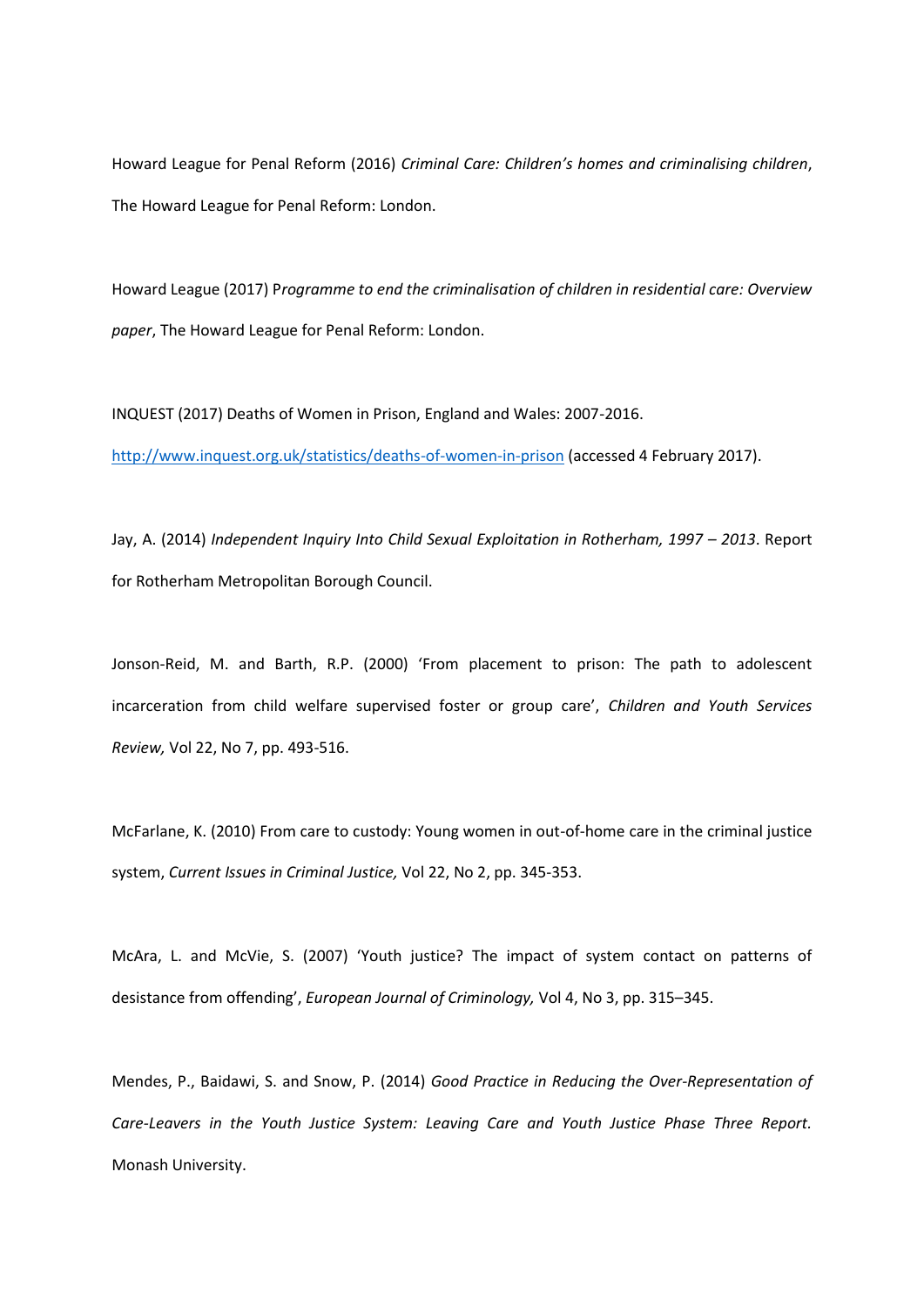Howard League for Penal Reform (2016) *Criminal Care: Children's homes and criminalising children*, The Howard League for Penal Reform: London.

Howard League (2017) P*rogramme to end the criminalisation of children in residential care: Overview paper*, The Howard League for Penal Reform: London.

INQUEST (2017) Deaths of Women in Prison, England and Wales: 2007-2016. http://www.inquest.org.uk/statistics/deaths-of-women-in-prison (accessed 4 February 2017).

Jay, A. (2014) *Independent Inquiry Into Child Sexual Exploitation in Rotherham, 1997 – 2013*. Report for Rotherham Metropolitan Borough Council.

Jonson-Reid, M. and Barth, R.P. (2000) 'From placement to prison: The path to adolescent incarceration from child welfare supervised foster or group care', *Children and Youth Services Review,* Vol 22, No 7, pp. 493-516.

McFarlane, K. (2010) From care to custody: Young women in out-of-home care in the criminal justice system, *Current Issues in Criminal Justice,* Vol 22, No 2, pp. 345-353.

McAra, L. and McVie, S. (2007) 'Youth justice? The impact of system contact on patterns of desistance from offending', *European Journal of Criminology,* Vol 4, No 3, pp. 315–345.

Mendes, P., Baidawi, S. and Snow, P. (2014) *Good Practice in Reducing the Over-Representation of Care-Leavers in the Youth Justice System: Leaving Care and Youth Justice Phase Three Report.* Monash University.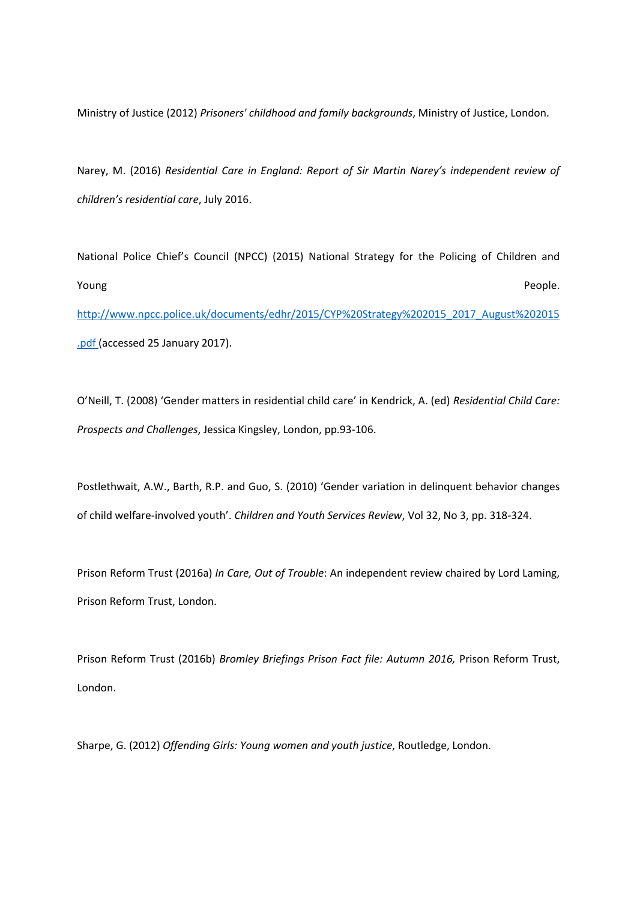Ministry of Justice (2012) *Prisoners' childhood and family backgrounds*, Ministry of Justice, London.

Narey, M. (2016) *Residential Care in England: Report of Sir Martin Narey's independent review of children's residential care*, July 2016.

National Police Chief's Council (NPCC) (2015) National Strategy for the Policing of Children and Young People. http://www.npcc.police.uk/documents/edhr/2015/CYP%20Strategy%202015_2017_August%202015.pdf (accessed 25 January 2017).

O'Neill, T. (2008) 'Gender matters in residential child care' in Kendrick, A. (ed) *Residential Child Care: Prospects and Challenges*, Jessica Kingsley, London, pp.93-106.

Postlethwait, A.W., Barth, R.P. and Guo, S. (2010) 'Gender variation in delinquent behavior changes of child welfare-involved youth'. *Children and Youth Services Review*, Vol 32, No 3, pp. 318-324.

Prison Reform Trust (2016a) *In Care, Out of Trouble*: An independent review chaired by Lord Laming, Prison Reform Trust, London.

Prison Reform Trust (2016b) *Bromley Briefings Prison Fact file: Autumn 2016,* Prison Reform Trust, London.

Sharpe, G. (2012) *Offending Girls: Young women and youth justice*, Routledge, London.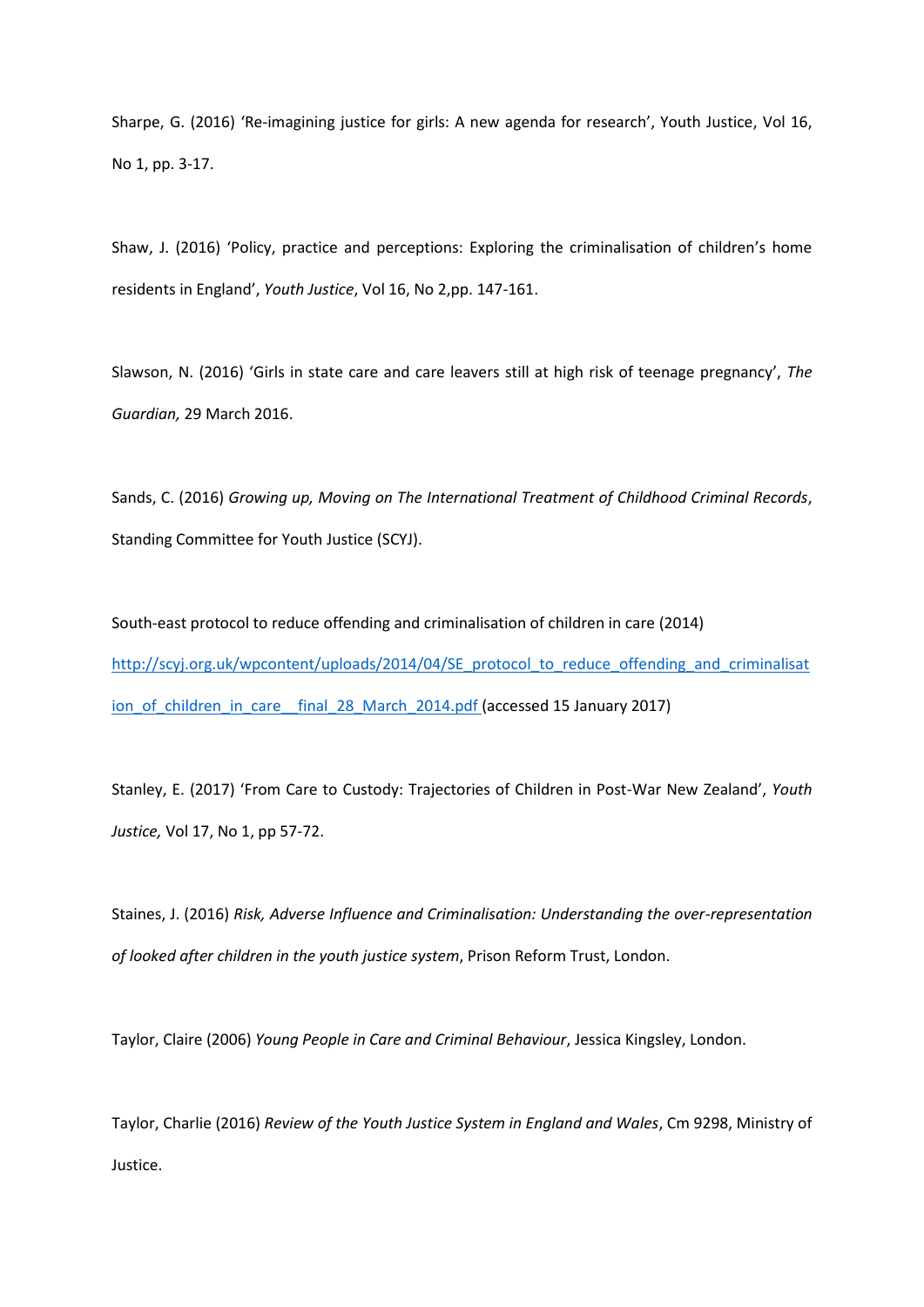Sharpe, G. (2016) 'Re-imagining justice for girls: A new agenda for research', Youth Justice, Vol 16, No 1, pp. 3-17.

Shaw, J. (2016) 'Policy, practice and perceptions: Exploring the criminalisation of children's home residents in England', *Youth Justice*, Vol 16, No 2,pp. 147-161.

Slawson, N. (2016) 'Girls in state care and care leavers still at high risk of teenage pregnancy', *The Guardian,* 29 March 2016.

Sands, C. (2016) *Growing up, Moving on The International Treatment of Childhood Criminal Records*, Standing Committee for Youth Justice (SCYJ).

South-east protocol to reduce offending and criminalisation of children in care (2014) http://scyj.org.uk/wpcontent/uploads/2014/04/SE_protocol_to_reduce_offending_and_criminalisation_of_children_in_care__final_28_March_2014.pdf (accessed 15 January 2017)

Stanley, E. (2017) 'From Care to Custody: Trajectories of Children in Post-War New Zealand', *Youth Justice,* Vol 17, No 1, pp 57-72.

Staines, J. (2016) *Risk, Adverse Influence and Criminalisation: Understanding the over-representation of looked after children in the youth justice system*, Prison Reform Trust, London.

Taylor, Claire (2006) *Young People in Care and Criminal Behaviour*, Jessica Kingsley, London.

Taylor, Charlie (2016) *Review of the Youth Justice System in England and Wales*, Cm 9298, Ministry of Justice.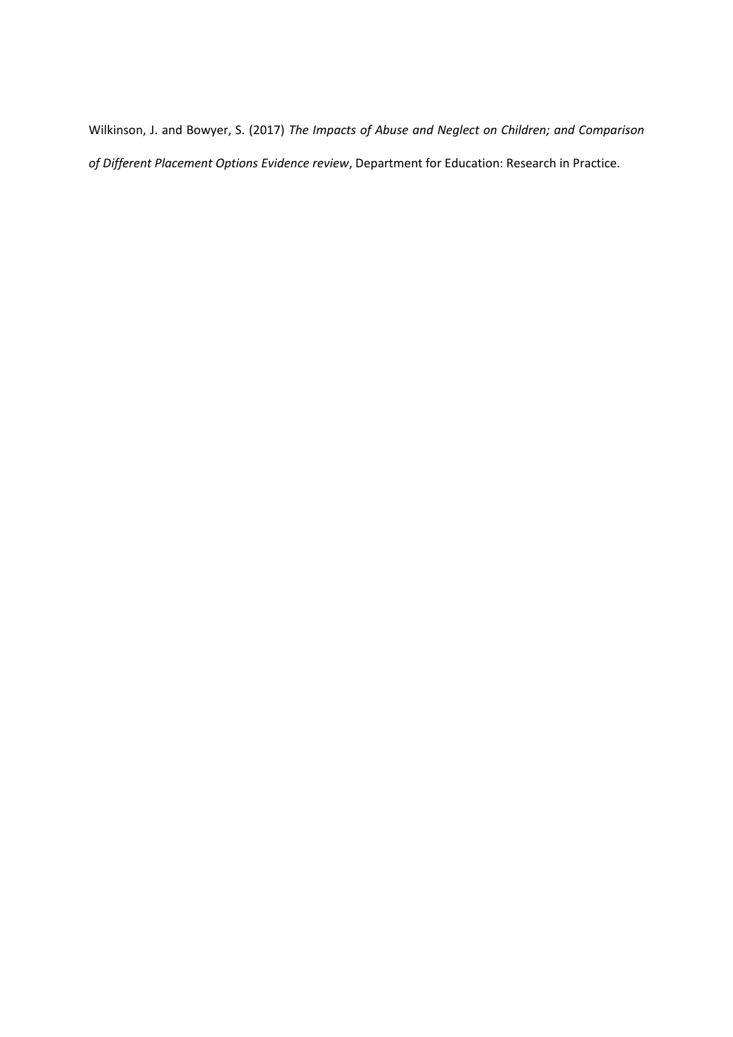Wilkinson, J. and Bowyer, S. (2017) *The Impacts of Abuse and Neglect on Children; and Comparison of Different Placement Options Evidence review*, Department for Education: Research in Practice.